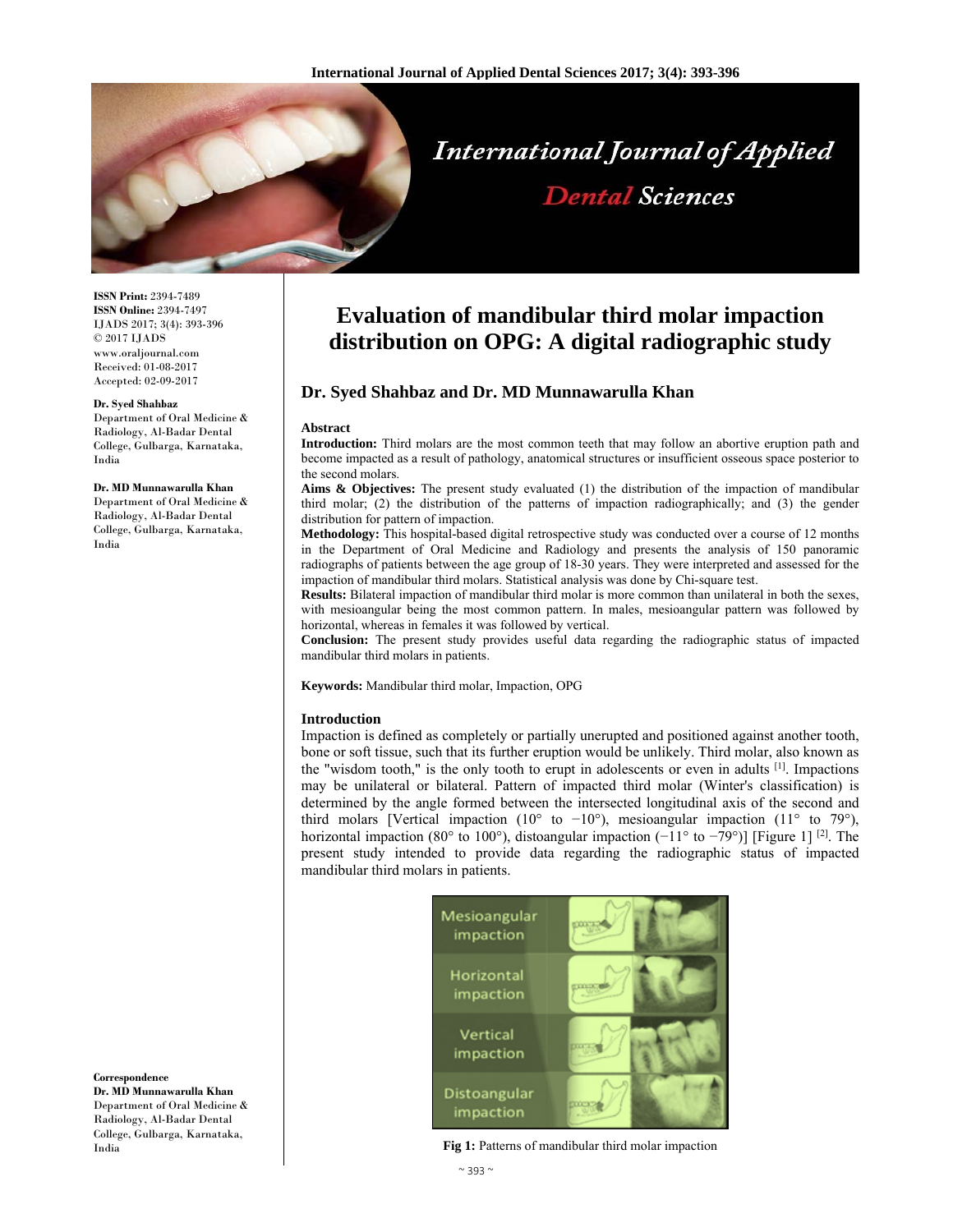**ISSN Print:** 2394-7489
**ISSN Online:** 2394-7497
IJADS 2017; 3(4): 393-396
© 2017 IJADS
www.oraljournal.com
Received: 01-08-2017
Accepted: 02-09-2017

**Dr. Syed Shahbaz**
Department of Oral Medicine & Radiology, Al-Badar Dental College, Gulbarga, Karnataka, India

**Dr. MD Munnawarulla Khan**
Department of Oral Medicine & Radiology, Al-Badar Dental College, Gulbarga, Karnataka, India

**Correspondence**
**Dr. MD Munnawarulla Khan**
Department of Oral Medicine & Radiology, Al-Badar Dental College, Gulbarga, Karnataka, India

# Evaluation of mandibular third molar impaction distribution on OPG: A digital radiographic study

## Dr. Syed Shahbaz and Dr. MD Munnawarulla Khan

### Abstract

**Introduction:** Third molars are the most common teeth that may follow an abortive eruption path and become impacted as a result of pathology, anatomical structures or insufficient osseous space posterior to the second molars.

**Aims & Objectives:** The present study evaluated (1) the distribution of the impaction of mandibular third molar; (2) the distribution of the patterns of impaction radiographically; and (3) the gender distribution for pattern of impaction.

**Methodology:** This hospital-based digital retrospective study was conducted over a course of 12 months in the Department of Oral Medicine and Radiology and presents the analysis of 150 panoramic radiographs of patients between the age group of 18-30 years. They were interpreted and assessed for the impaction of mandibular third molars. Statistical analysis was done by Chi-square test.

**Results:** Bilateral impaction of mandibular third molar is more common than unilateral in both the sexes, with mesioangular being the most common pattern. In males, mesioangular pattern was followed by horizontal, whereas in females it was followed by vertical.

**Conclusion:** The present study provides useful data regarding the radiographic status of impacted mandibular third molars in patients.

**Keywords:** Mandibular third molar, Impaction, OPG

### Introduction

Impaction is defined as completely or partially unerupted and positioned against another tooth, bone or soft tissue, such that its further eruption would be unlikely. Third molar, also known as the "wisdom tooth," is the only tooth to erupt in adolescents or even in adults [1]. Impactions may be unilateral or bilateral. Pattern of impacted third molar (Winter's classification) is determined by the angle formed between the intersected longitudinal axis of the second and third molars [Vertical impaction (10° to −10°), mesioangular impaction (11° to 79°), horizontal impaction (80° to 100°), distoangular impaction (−11° to −79°)] [Figure 1] [2]. The present study intended to provide data regarding the radiographic status of impacted mandibular third molars in patients.

**Fig 1:** Patterns of mandibular third molar impaction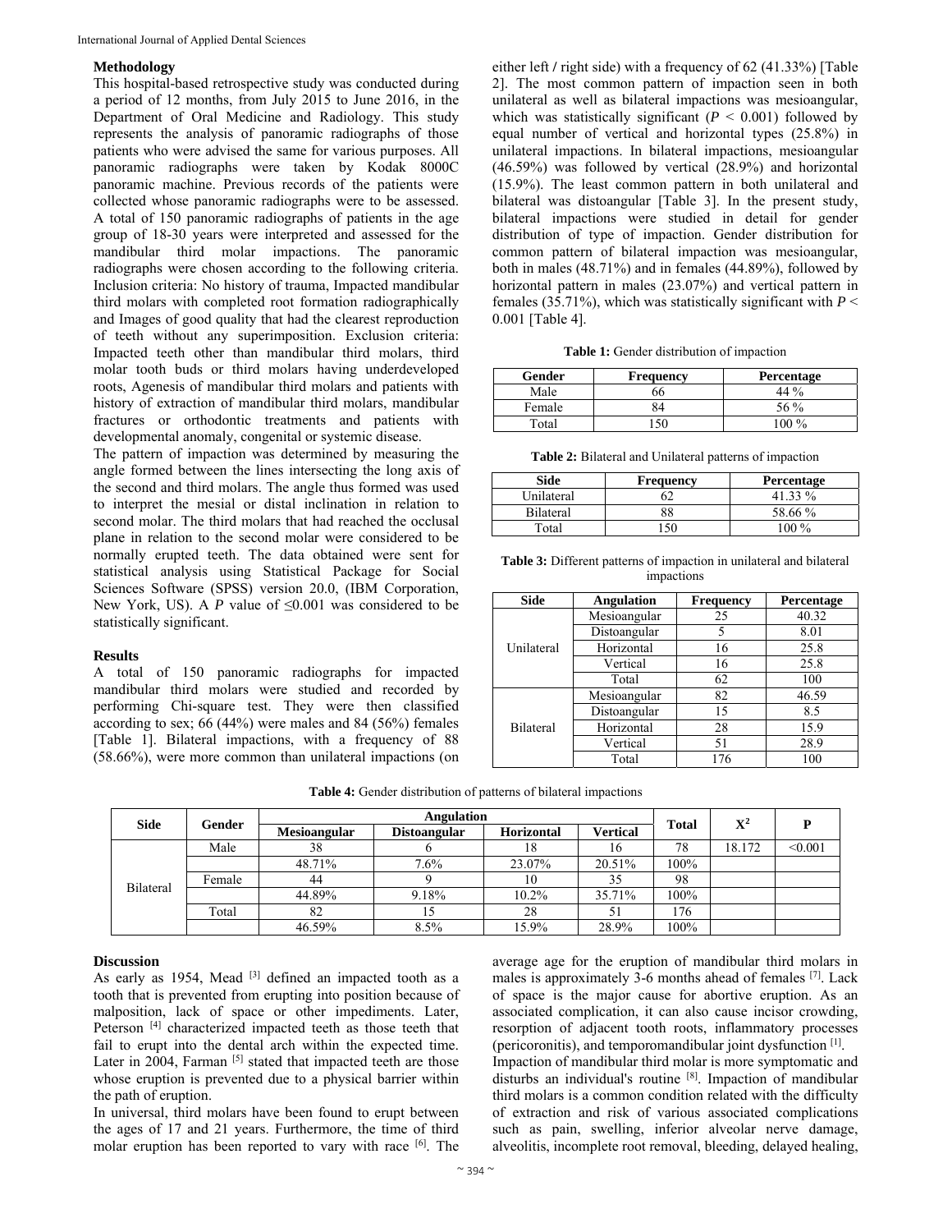### Methodology

This hospital-based retrospective study was conducted during a period of 12 months, from July 2015 to June 2016, in the Department of Oral Medicine and Radiology. This study represents the analysis of panoramic radiographs of those patients who were advised the same for various purposes. All panoramic radiographs were taken by Kodak 8000C panoramic machine. Previous records of the patients were collected whose panoramic radiographs were to be assessed. A total of 150 panoramic radiographs of patients in the age group of 18-30 years were interpreted and assessed for the mandibular third molar impactions. The panoramic radiographs were chosen according to the following criteria. Inclusion criteria: No history of trauma, Impacted mandibular third molars with completed root formation radiographically and Images of good quality that had the clearest reproduction of teeth without any superimposition. Exclusion criteria: Impacted teeth other than mandibular third molars, third molar tooth buds or third molars having underdeveloped roots, Agenesis of mandibular third molars and patients with history of extraction of mandibular third molars, mandibular fractures or orthodontic treatments and patients with developmental anomaly, congenital or systemic disease.

The pattern of impaction was determined by measuring the angle formed between the lines intersecting the long axis of the second and third molars. The angle thus formed was used to interpret the mesial or distal inclination in relation to second molar. The third molars that had reached the occlusal plane in relation to the second molar were considered to be normally erupted teeth. The data obtained were sent for statistical analysis using Statistical Package for Social Sciences Software (SPSS) version 20.0, (IBM Corporation, New York, US). A *P* value of ≤0.001 was considered to be statistically significant.

### Results

A total of 150 panoramic radiographs for impacted mandibular third molars were studied and recorded by performing Chi-square test. They were then classified according to sex; 66 (44%) were males and 84 (56%) females [Table 1]. Bilateral impactions, with a frequency of 88 (58.66%), were more common than unilateral impactions (on either left / right side) with a frequency of 62 (41.33%) [Table 2]. The most common pattern of impaction seen in both unilateral as well as bilateral impactions was mesioangular, which was statistically significant ($P < 0.001$) followed by equal number of vertical and horizontal types (25.8%) in unilateral impactions. In bilateral impactions, mesioangular (46.59%) was followed by vertical (28.9%) and horizontal (15.9%). The least common pattern in both unilateral and bilateral was distoangular [Table 3]. In the present study, bilateral impactions were studied in detail for gender distribution of type of impaction. Gender distribution for common pattern of bilateral impaction was mesioangular, both in males (48.71%) and in females (44.89%), followed by horizontal pattern in males (23.07%) and vertical pattern in females (35.71%), which was statistically significant with $P < 0.001$ [Table 4].

**Table 1:** Gender distribution of impaction

| Gender | Frequency | Percentage |
|---|---|---|
| Male | 66 | 44 % |
| Female | 84 | 56 % |
| Total | 150 | 100 % |

**Table 2:** Bilateral and Unilateral patterns of impaction

| Side | Frequency | Percentage |
|---|---|---|
| Unilateral | 62 | 41.33 % |
| Bilateral | 88 | 58.66 % |
| Total | 150 | 100 % |

**Table 3:** Different patterns of impaction in unilateral and bilateral impactions

| Side | Angulation | Frequency | Percentage |
|---|---|---|---|
| Unilateral | Mesioangular | 25 | 40.32 |
| | Distoangular | 5 | 8.01 |
| | Horizontal | 16 | 25.8 |
| | Vertical | 16 | 25.8 |
| | Total | 62 | 100 |
| Bilateral | Mesioangular | 82 | 46.59 |
| | Distoangular | 15 | 8.5 |
| | Horizontal | 28 | 15.9 |
| | Vertical | 51 | 28.9 |
| | Total | 176 | 100 |

**Table 4:** Gender distribution of patterns of bilateral impactions

| Side | Gender | Angulation | | | | Total | $X^2$ | P |
|---|---|---|---|---|---|---|---|---|
| | | Mesioangular | Distoangular | Horizontal | Vertical | | | |
| Bilateral | Male | 38 | 6 | 18 | 16 | 78 | 18.172 | <0.001 |
| | | 48.71% | 7.6% | 23.07% | 20.51% | 100% | | |
| | Female | 44 | 9 | 10 | 35 | 98 | | |
| | | 44.89% | 9.18% | 10.2% | 35.71% | 100% | | |
| | Total | 82 | 15 | 28 | 51 | 176 | | |
| | | 46.59% | 8.5% | 15.9% | 28.9% | 100% | | |

### Discussion

As early as 1954, Mead [3] defined an impacted tooth as a tooth that is prevented from erupting into position because of malposition, lack of space or other impediments. Later, Peterson [4] characterized impacted teeth as those teeth that fail to erupt into the dental arch within the expected time. Later in 2004, Farman [5] stated that impacted teeth are those whose eruption is prevented due to a physical barrier within the path of eruption.

In universal, third molars have been found to erupt between the ages of 17 and 21 years. Furthermore, the time of third molar eruption has been reported to vary with race [6]. The average age for the eruption of mandibular third molars in males is approximately 3-6 months ahead of females [7]. Lack of space is the major cause for abortive eruption. As an associated complication, it can also cause incisor crowding, resorption of adjacent tooth roots, inflammatory processes (pericoronitis), and temporomandibular joint dysfunction [1].

Impaction of mandibular third molar is more symptomatic and disturbs an individual's routine [8]. Impaction of mandibular third molars is a common condition related with the difficulty of extraction and risk of various associated complications such as pain, swelling, inferior alveolar nerve damage, alveolitis, incomplete root removal, bleeding, delayed healing,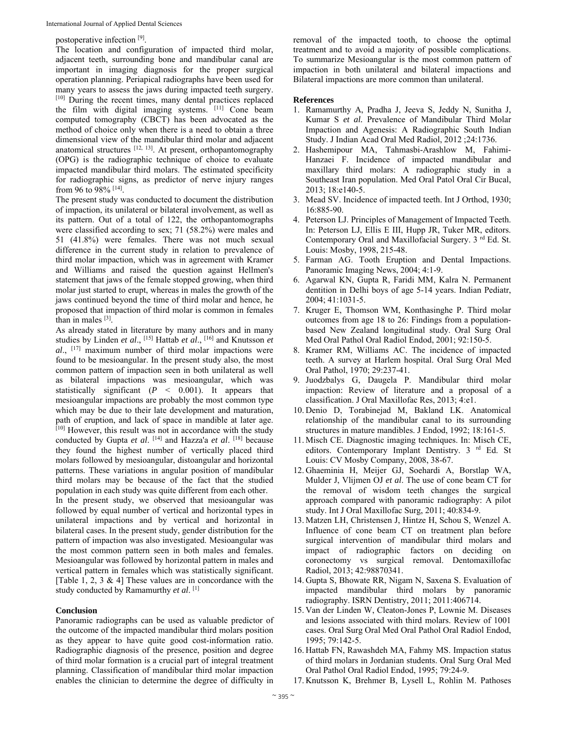postoperative infection [9].

The location and configuration of impacted third molar, adjacent teeth, surrounding bone and mandibular canal are important in imaging diagnosis for the proper surgical operation planning. Periapical radiographs have been used for many years to assess the jaws during impacted teeth surgery. [10] During the recent times, many dental practices replaced the film with digital imaging systems. [11] Cone beam computed tomography (CBCT) has been advocated as the method of choice only when there is a need to obtain a three dimensional view of the mandibular third molar and adjacent anatomical structures [12, 13]. At present, orthopantomography (OPG) is the radiographic technique of choice to evaluate impacted mandibular third molars. The estimated specificity for radiographic signs, as predictor of nerve injury ranges from 96 to 98% [14].

The present study was conducted to document the distribution of impaction, its unilateral or bilateral involvement, as well as its pattern. Out of a total of 122, the orthopantomographs were classified according to sex; 71 (58.2%) were males and 51 (41.8%) were females. There was not much sexual difference in the current study in relation to prevalence of third molar impaction, which was in agreement with Kramer and Williams and raised the question against Hellmen's statement that jaws of the female stopped growing, when third molar just started to erupt, whereas in males the growth of the jaws continued beyond the time of third molar and hence, he proposed that impaction of third molar is common in females than in males [3].

As already stated in literature by many authors and in many studies by Linden *et al*., [15] Hattab *et al*., [16] and Knutsson *et al*., [17] maximum number of third molar impactions were found to be mesioangular. In the present study also, the most common pattern of impaction seen in both unilateral as well as bilateral impactions was mesioangular, which was statistically significant ($P$ < 0.001). It appears that mesioangular impactions are probably the most common type which may be due to their late development and maturation, path of eruption, and lack of space in mandible at later age. [10] However, this result was not in accordance with the study conducted by Gupta *et al*. [14] and Hazza'a *et al*. [18] because they found the highest number of vertically placed third molars followed by mesioangular, distoangular and horizontal patterns. These variations in angular position of mandibular third molars may be because of the fact that the studied population in each study was quite different from each other.

In the present study, we observed that mesioangular was followed by equal number of vertical and horizontal types in unilateral impactions and by vertical and horizontal in bilateral cases. In the present study, gender distribution for the pattern of impaction was also investigated. Mesioangular was the most common pattern seen in both males and females. Mesioangular was followed by horizontal pattern in males and vertical pattern in females which was statistically significant. [Table 1, 2, 3 & 4] These values are in concordance with the study conducted by Ramamurthy *et al*. [1]

## Conclusion

Panoramic radiographs can be used as valuable predictor of the outcome of the impacted mandibular third molars position as they appear to have quite good cost-information ratio. Radiographic diagnosis of the presence, position and degree of third molar formation is a crucial part of integral treatment planning. Classification of mandibular third molar impaction enables the clinician to determine the degree of difficulty in removal of the impacted tooth, to choose the optimal treatment and to avoid a majority of possible complications. To summarize Mesioangular is the most common pattern of impaction in both unilateral and bilateral impactions and Bilateral impactions are more common than unilateral.

## References

1. Ramamurthy A, Pradha J, Jeeva S, Jeddy N, Sunitha J, Kumar S *et al.* Prevalence of Mandibular Third Molar Impaction and Agenesis: A Radiographic South Indian Study. J Indian Acad Oral Med Radiol, 2012 ;24:1736.
2. Hashemipour MA, Tahmasbi-Arashlow M, Fahimi-Hanzaei F. Incidence of impacted mandibular and maxillary third molars: A radiographic study in a Southeast Iran population. Med Oral Patol Oral Cir Bucal, 2013; 18:e140-5.
3. Mead SV. Incidence of impacted teeth. Int J Orthod, 1930; 16:885-90.
4. Peterson LJ. Principles of Management of Impacted Teeth. In: Peterson LJ, Ellis E III, Hupp JR, Tuker MR, editors. Contemporary Oral and Maxillofacial Surgery. 3 rd Ed. St. Louis: Mosby, 1998, 215-48.
5. Farman AG. Tooth Eruption and Dental Impactions. Panoramic Imaging News, 2004; 4:1-9.
6. Agarwal KN, Gupta R, Faridi MM, Kalra N. Permanent dentition in Delhi boys of age 5-14 years. Indian Pediatr, 2004; 41:1031-5.
7. Kruger E, Thomson WM, Konthasinghe P. Third molar outcomes from age 18 to 26: Findings from a population-based New Zealand longitudinal study. Oral Surg Oral Med Oral Pathol Oral Radiol Endod, 2001; 92:150-5.
8. Kramer RM, Williams AC. The incidence of impacted teeth. A survey at Harlem hospital. Oral Surg Oral Med Oral Pathol, 1970; 29:237-41.
9. Juodzbalys G, Daugela P. Mandibular third molar impaction: Review of literature and a proposal of a classification. J Oral Maxillofac Res, 2013; 4:e1.
10. Denio D, Torabinejad M, Bakland LK. Anatomical relationship of the mandibular canal to its surrounding structures in mature mandibles. J Endod, 1992; 18:161-5.
11. Misch CE. Diagnostic imaging techniques. In: Misch CE, editors. Contemporary Implant Dentistry. 3 rd Ed. St Louis: CV Mosby Company, 2008, 38-67.
12. Ghaeminia H, Meijer GJ, Soehardi A, Borstlap WA, Mulder J, Vlijmen OJ *et al*. The use of cone beam CT for the removal of wisdom teeth changes the surgical approach compared with panoramic radiography: A pilot study. Int J Oral Maxillofac Surg, 2011; 40:834-9.
13. Matzen LH, Christensen J, Hintze H, Schou S, Wenzel A. Influence of cone beam CT on treatment plan before surgical intervention of mandibular third molars and impact of radiographic factors on deciding on coronectomy vs surgical removal. Dentomaxillofac Radiol, 2013; 42:98870341.
14. Gupta S, Bhowate RR, Nigam N, Saxena S. Evaluation of impacted mandibular third molars by panoramic radiography. ISRN Dentistry, 2011; 2011:406714.
15. Van der Linden W, Cleaton-Jones P, Lownie M. Diseases and lesions associated with third molars. Review of 1001 cases. Oral Surg Oral Med Oral Pathol Oral Radiol Endod, 1995; 79:142-5.
16. Hattab FN, Rawashdeh MA, Fahmy MS. Impaction status of third molars in Jordanian students. Oral Surg Oral Med Oral Pathol Oral Radiol Endod, 1995; 79:24-9.
17. Knutsson K, Brehmer B, Lysell L, Rohlin M. Pathoses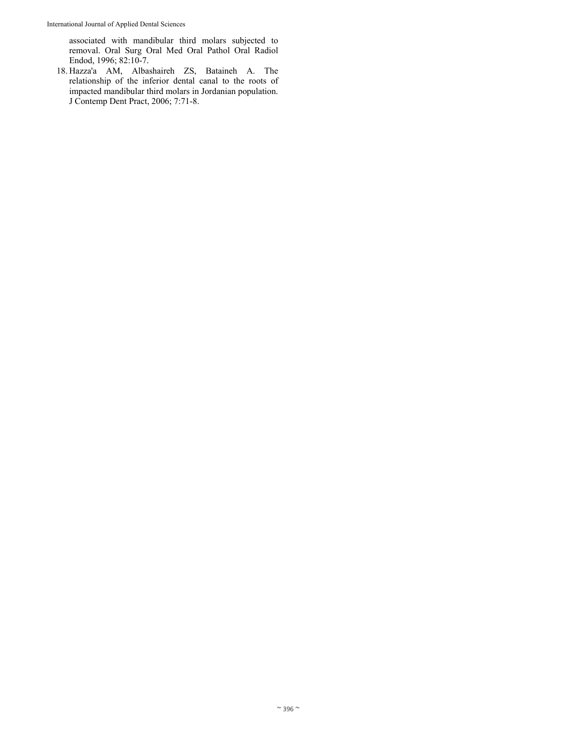associated with mandibular third molars subjected to removal. Oral Surg Oral Med Oral Pathol Oral Radiol Endod, 1996; 82:10-7.

18. Hazza'a AM, Albashaireh ZS, Bataineh A. The relationship of the inferior dental canal to the roots of impacted mandibular third molars in Jordanian population. J Contemp Dent Pract, 2006; 7:71-8.